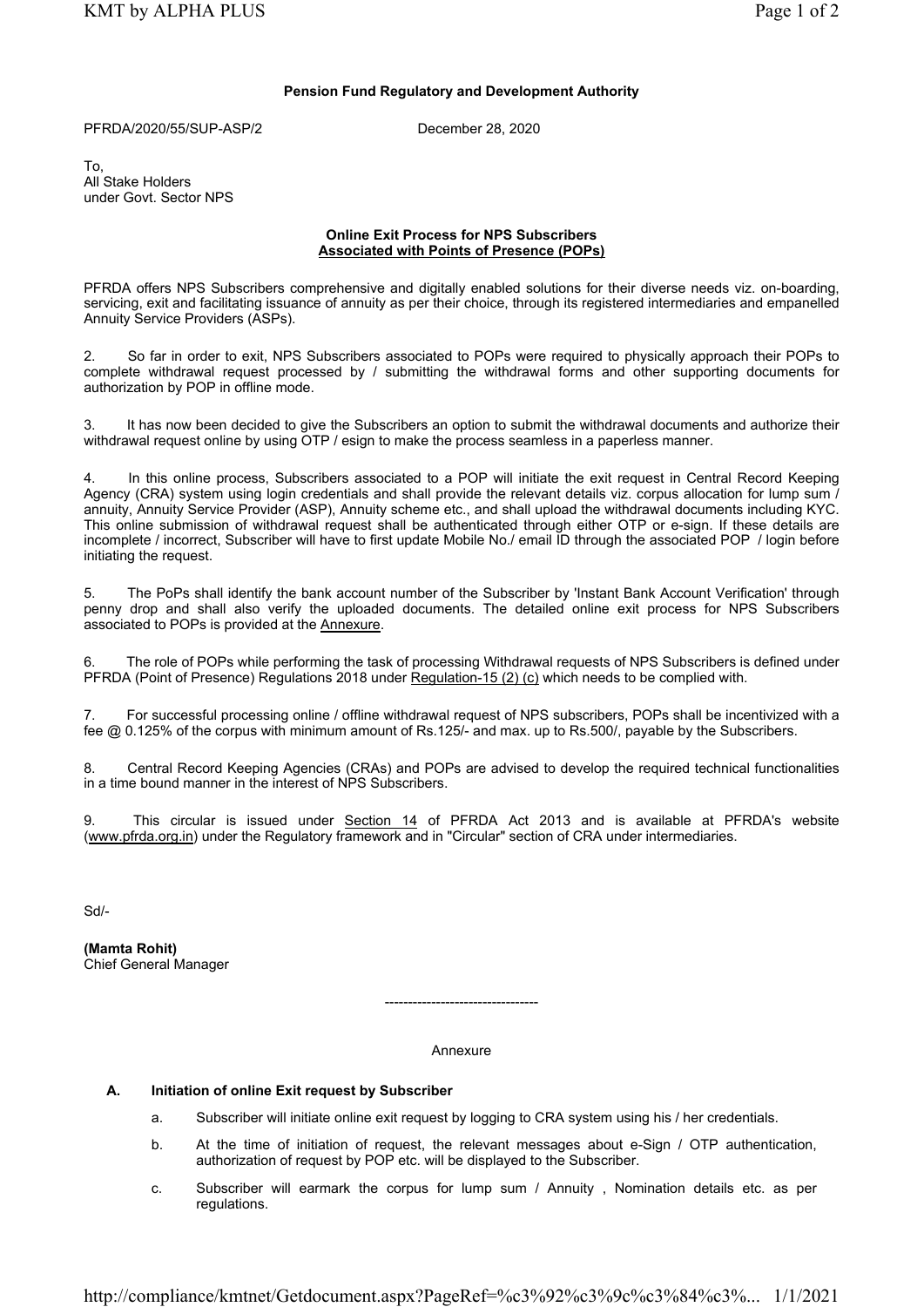**Pension Fund Regulatory and Development Authority**

PFRDA/2020/55/SUP-ASP/2 December 28, 2020

To,
All Stake Holders
under Govt. Sector NPS

**Online Exit Process for NPS Subscribers**
**Associated with Points of Presence (POPs)**

PFRDA offers NPS Subscribers comprehensive and digitally enabled solutions for their diverse needs viz. on-boarding, servicing, exit and facilitating issuance of annuity as per their choice, through its registered intermediaries and empanelled Annuity Service Providers (ASPs).

2. So far in order to exit, NPS Subscribers associated to POPs were required to physically approach their POPs to complete withdrawal request processed by / submitting the withdrawal forms and other supporting documents for authorization by POP in offline mode.

3. It has now been decided to give the Subscribers an option to submit the withdrawal documents and authorize their withdrawal request online by using OTP / esign to make the process seamless in a paperless manner.

4. In this online process, Subscribers associated to a POP will initiate the exit request in Central Record Keeping Agency (CRA) system using login credentials and shall provide the relevant details viz. corpus allocation for lump sum / annuity, Annuity Service Provider (ASP), Annuity scheme etc., and shall upload the withdrawal documents including KYC. This online submission of withdrawal request shall be authenticated through either OTP or e-sign. If these details are incomplete / incorrect, Subscriber will have to first update Mobile No./ email ID through the associated POP / login before initiating the request.

5. The PoPs shall identify the bank account number of the Subscriber by 'Instant Bank Account Verification' through penny drop and shall also verify the uploaded documents. The detailed online exit process for NPS Subscribers associated to POPs is provided at the Annexure.

6. The role of POPs while performing the task of processing Withdrawal requests of NPS Subscribers is defined under PFRDA (Point of Presence) Regulations 2018 under Regulation-15 (2) (c) which needs to be complied with.

7. For successful processing online / offline withdrawal request of NPS subscribers, POPs shall be incentivized with a fee @ 0.125% of the corpus with minimum amount of Rs.125/- and max. up to Rs.500/, payable by the Subscribers.

8. Central Record Keeping Agencies (CRAs) and POPs are advised to develop the required technical functionalities in a time bound manner in the interest of NPS Subscribers.

9. This circular is issued under Section 14 of PFRDA Act 2013 and is available at PFRDA's website (www.pfrda.org.in) under the Regulatory framework and in "Circular" section of CRA under intermediaries.

Sd/-

**(Mamta Rohit)**
Chief General Manager

---------------------------------

Annexure

**A. Initiation of online Exit request by Subscriber**

a. Subscriber will initiate online exit request by logging to CRA system using his / her credentials.

b. At the time of initiation of request, the relevant messages about e-Sign / OTP authentication, authorization of request by POP etc. will be displayed to the Subscriber.

c. Subscriber will earmark the corpus for lump sum / Annuity , Nomination details etc. as per regulations.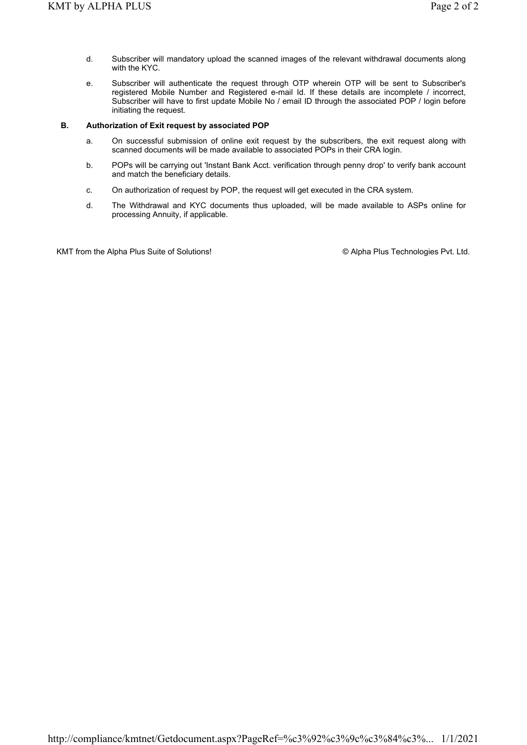d. Subscriber will mandatory upload the scanned images of the relevant withdrawal documents along with the KYC.

e. Subscriber will authenticate the request through OTP wherein OTP will be sent to Subscriber's registered Mobile Number and Registered e-mail Id. If these details are incomplete / incorrect, Subscriber will have to first update Mobile No / email ID through the associated POP / login before initiating the request.

**B. Authorization of Exit request by associated POP**

a. On successful submission of online exit request by the subscribers, the exit request along with scanned documents will be made available to associated POPs in their CRA login.

b. POPs will be carrying out 'Instant Bank Acct. verification through penny drop' to verify bank account and match the beneficiary details.

c. On authorization of request by POP, the request will get executed in the CRA system.

d. The Withdrawal and KYC documents thus uploaded, will be made available to ASPs online for processing Annuity, if applicable.